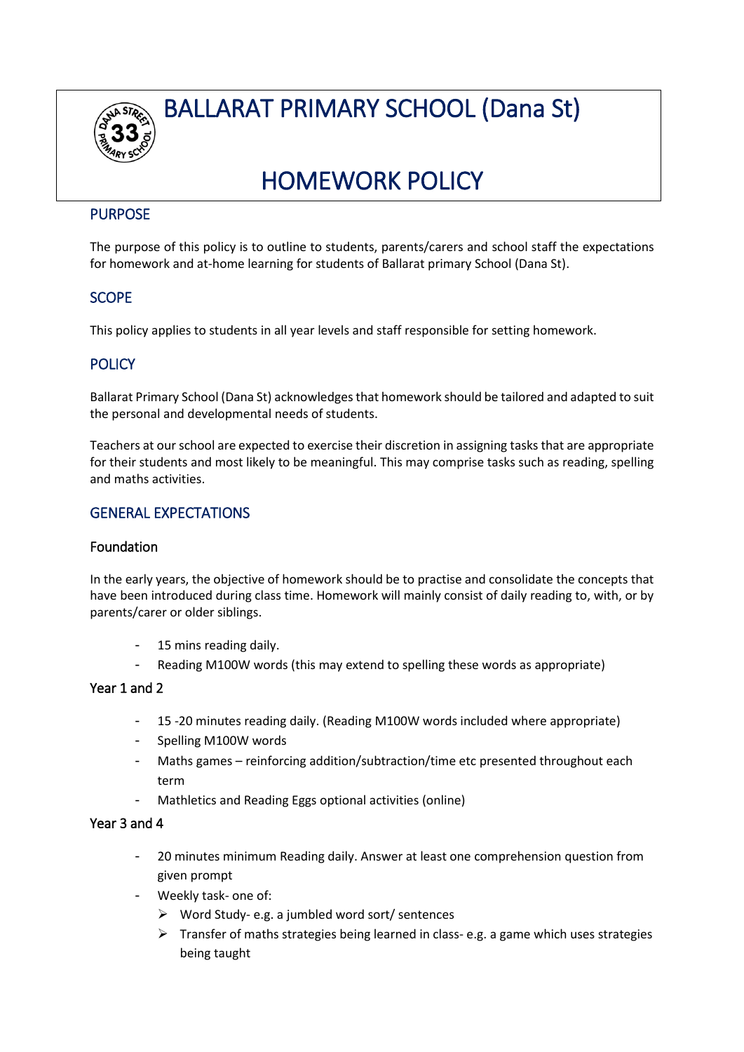# BALLARAT PRIMARY SCHOOL (Dana St)

# HOMEWORK POLICY

## PURPOSE

The purpose of this policy is to outline to students, parents/carers and school staff the expectations for homework and at-home learning for students of Ballarat primary School (Dana St).

## SCOPE

This policy applies to students in all year levels and staff responsible for setting homework.

## POLICY

Ballarat Primary School (Dana St) acknowledges that homework should be tailored and adapted to suit the personal and developmental needs of students.

Teachers at our school are expected to exercise their discretion in assigning tasks that are appropriate for their students and most likely to be meaningful. This may comprise tasks such as reading, spelling and maths activities.

## GENERAL EXPECTATIONS

### Foundation

In the early years, the objective of homework should be to practise and consolidate the concepts that have been introduced during class time. Homework will mainly consist of daily reading to, with, or by parents/carer or older siblings.

- 15 mins reading daily.
- Reading M100W words (this may extend to spelling these words as appropriate)

### Year 1 and 2

- 15 -20 minutes reading daily. (Reading M100W words included where appropriate)
- Spelling M100W words
- Maths games – reinforcing addition/subtraction/time etc presented throughout each term
- Mathletics and Reading Eggs optional activities (online)

### Year 3 and 4

- 20 minutes minimum Reading daily. Answer at least one comprehension question from given prompt
- Weekly task- one of:
  - Word Study- e.g. a jumbled word sort/ sentences
  - Transfer of maths strategies being learned in class- e.g. a game which uses strategies being taught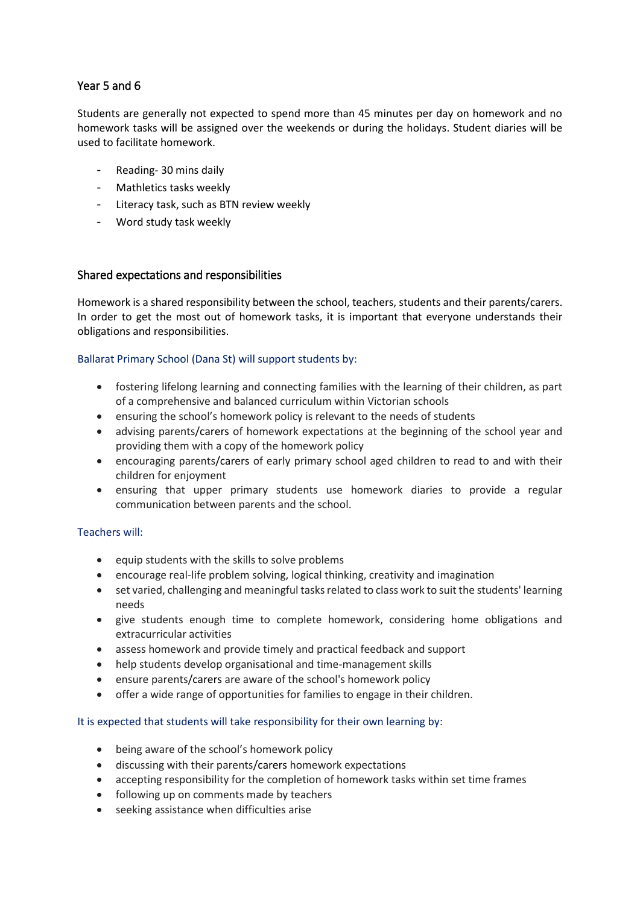## Year 5 and 6

Students are generally not expected to spend more than 45 minutes per day on homework and no homework tasks will be assigned over the weekends or during the holidays. Student diaries will be used to facilitate homework.

- Reading- 30 mins daily
- Mathletics tasks weekly
- Literacy task, such as BTN review weekly
- Word study task weekly

## Shared expectations and responsibilities

Homework is a shared responsibility between the school, teachers, students and their parents/carers. In order to get the most out of homework tasks, it is important that everyone understands their obligations and responsibilities.

### Ballarat Primary School (Dana St) will support students by:

- fostering lifelong learning and connecting families with the learning of their children, as part of a comprehensive and balanced curriculum within Victorian schools
- ensuring the school's homework policy is relevant to the needs of students
- advising parents/carers of homework expectations at the beginning of the school year and providing them with a copy of the homework policy
- encouraging parents/carers of early primary school aged children to read to and with their children for enjoyment
- ensuring that upper primary students use homework diaries to provide a regular communication between parents and the school.

### Teachers will:

- equip students with the skills to solve problems
- encourage real-life problem solving, logical thinking, creativity and imagination
- set varied, challenging and meaningful tasks related to class work to suit the students' learning needs
- give students enough time to complete homework, considering home obligations and extracurricular activities
- assess homework and provide timely and practical feedback and support
- help students develop organisational and time-management skills
- ensure parents/carers are aware of the school's homework policy
- offer a wide range of opportunities for families to engage in their children.

### It is expected that students will take responsibility for their own learning by:

- being aware of the school's homework policy
- discussing with their parents/carers homework expectations
- accepting responsibility for the completion of homework tasks within set time frames
- following up on comments made by teachers
- seeking assistance when difficulties arise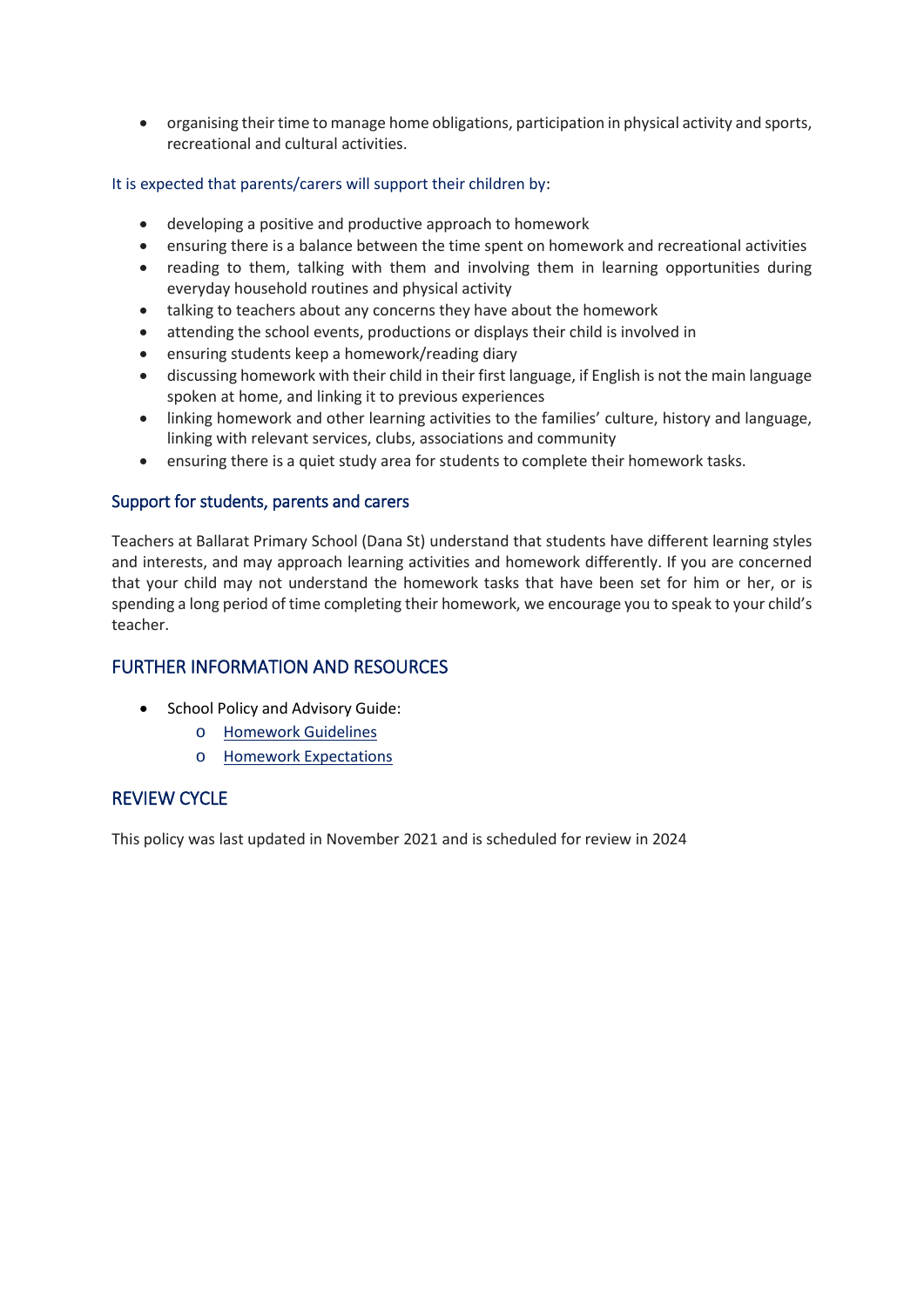- organising their time to manage home obligations, participation in physical activity and sports, recreational and cultural activities.

It is expected that parents/carers will support their children by:

- developing a positive and productive approach to homework
- ensuring there is a balance between the time spent on homework and recreational activities
- reading to them, talking with them and involving them in learning opportunities during everyday household routines and physical activity
- talking to teachers about any concerns they have about the homework
- attending the school events, productions or displays their child is involved in
- ensuring students keep a homework/reading diary
- discussing homework with their child in their first language, if English is not the main language spoken at home, and linking it to previous experiences
- linking homework and other learning activities to the families' culture, history and language, linking with relevant services, clubs, associations and community
- ensuring there is a quiet study area for students to complete their homework tasks.

### Support for students, parents and carers

Teachers at Ballarat Primary School (Dana St) understand that students have different learning styles and interests, and may approach learning activities and homework differently. If you are concerned that your child may not understand the homework tasks that have been set for him or her, or is spending a long period of time completing their homework, we encourage you to speak to your child's teacher.

## FURTHER INFORMATION AND RESOURCES

- School Policy and Advisory Guide:
  - Homework Guidelines
  - Homework Expectations

## REVIEW CYCLE

This policy was last updated in November 2021 and is scheduled for review in 2024